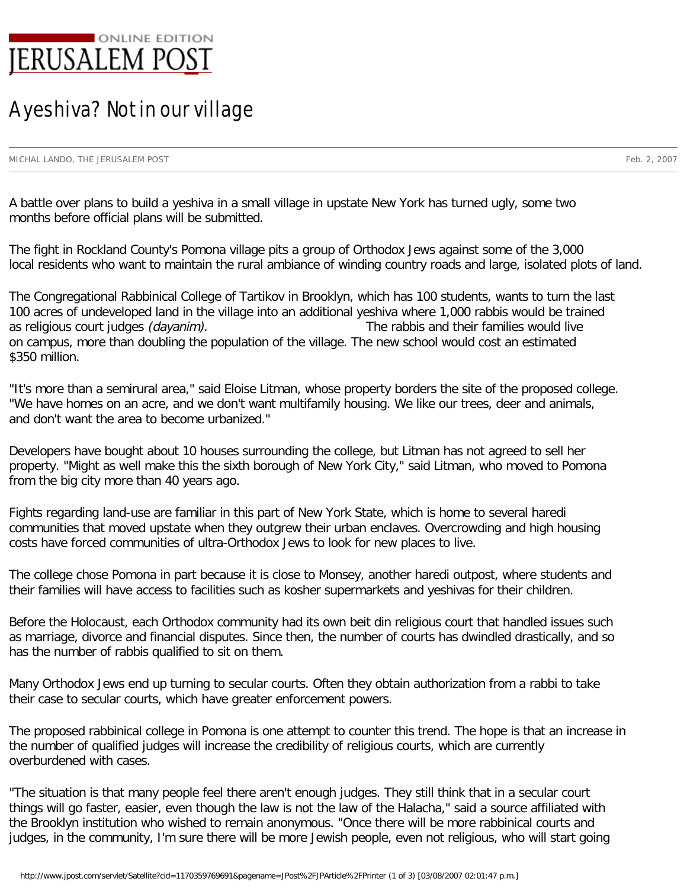JERUSALEM POST ONLINE EDITION

# A yeshiva? Not in our village

MICHAL LANDO, THE JERUSALEM POST

Feb. 2, 2007

A battle over plans to build a yeshiva in a small village in upstate New York has turned ugly, some two months before official plans will be submitted.

The fight in Rockland County's Pomona village pits a group of Orthodox Jews against some of the 3,000 local residents who want to maintain the rural ambiance of winding country roads and large, isolated plots of land.

The Congregational Rabbinical College of Tartikov in Brooklyn, which has 100 students, wants to turn the last 100 acres of undeveloped land in the village into an additional yeshiva where 1,000 rabbis would be trained as religious court judges *(dayanim).* The rabbis and their families would live on campus, more than doubling the population of the village. The new school would cost an estimated $350 million.

"It's more than a semirural area," said Eloise Litman, whose property borders the site of the proposed college. "We have homes on an acre, and we don't want multifamily housing. We like our trees, deer and animals, and don't want the area to become urbanized."

Developers have bought about 10 houses surrounding the college, but Litman has not agreed to sell her property. "Might as well make this the sixth borough of New York City," said Litman, who moved to Pomona from the big city more than 40 years ago.

Fights regarding land-use are familiar in this part of New York State, which is home to several haredi communities that moved upstate when they outgrew their urban enclaves. Overcrowding and high housing costs have forced communities of ultra-Orthodox Jews to look for new places to live.

The college chose Pomona in part because it is close to Monsey, another haredi outpost, where students and their families will have access to facilities such as kosher supermarkets and yeshivas for their children.

Before the Holocaust, each Orthodox community had its own beit din religious court that handled issues such as marriage, divorce and financial disputes. Since then, the number of courts has dwindled drastically, and so has the number of rabbis qualified to sit on them.

Many Orthodox Jews end up turning to secular courts. Often they obtain authorization from a rabbi to take their case to secular courts, which have greater enforcement powers.

The proposed rabbinical college in Pomona is one attempt to counter this trend. The hope is that an increase in the number of qualified judges will increase the credibility of religious courts, which are currently overburdened with cases.

"The situation is that many people feel there aren't enough judges. They still think that in a secular court things will go faster, easier, even though the law is not the law of the Halacha," said a source affiliated with the Brooklyn institution who wished to remain anonymous. "Once there will be more rabbinical courts and judges, in the community, I'm sure there will be more Jewish people, even not religious, who will start going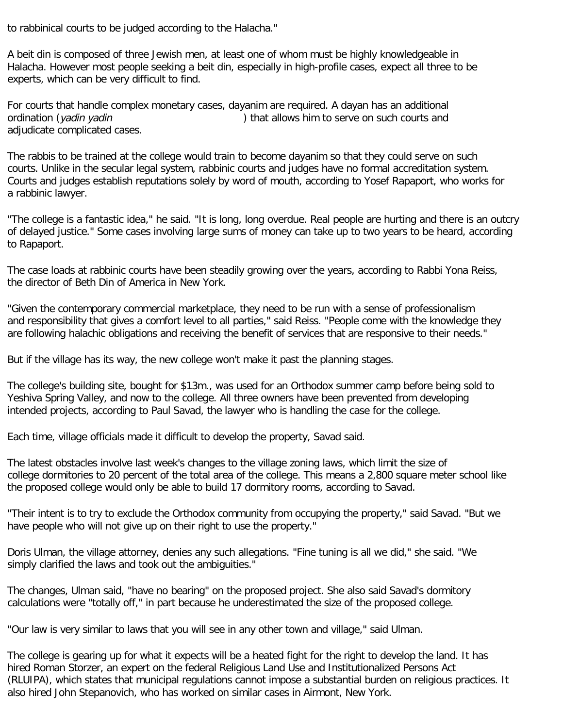to rabbinical courts to be judged according to the Halacha."

A beit din is composed of three Jewish men, at least one of whom must be highly knowledgeable in Halacha. However most people seeking a beit din, especially in high-profile cases, expect all three to be experts, which can be very difficult to find.

For courts that handle complex monetary cases, dayanim are required. A dayan has an additional ordination (*yadin yadin* ) that allows him to serve on such courts and adjudicate complicated cases.

The rabbis to be trained at the college would train to become dayanim so that they could serve on such courts. Unlike in the secular legal system, rabbinic courts and judges have no formal accreditation system. Courts and judges establish reputations solely by word of mouth, according to Yosef Rapaport, who works for a rabbinic lawyer.

"The college is a fantastic idea," he said. "It is long, long overdue. Real people are hurting and there is an outcry of delayed justice." Some cases involving large sums of money can take up to two years to be heard, according to Rapaport.

The case loads at rabbinic courts have been steadily growing over the years, according to Rabbi Yona Reiss, the director of Beth Din of America in New York.

"Given the contemporary commercial marketplace, they need to be run with a sense of professionalism and responsibility that gives a comfort level to all parties," said Reiss. "People come with the knowledge they are following halachic obligations and receiving the benefit of services that are responsive to their needs."

But if the village has its way, the new college won't make it past the planning stages.

The college's building site, bought for $13m., was used for an Orthodox summer camp before being sold to Yeshiva Spring Valley, and now to the college. All three owners have been prevented from developing intended projects, according to Paul Savad, the lawyer who is handling the case for the college.

Each time, village officials made it difficult to develop the property, Savad said.

The latest obstacles involve last week's changes to the village zoning laws, which limit the size of college dormitories to 20 percent of the total area of the college. This means a 2,800 square meter school like the proposed college would only be able to build 17 dormitory rooms, according to Savad.

"Their intent is to try to exclude the Orthodox community from occupying the property," said Savad. "But we have people who will not give up on their right to use the property."

Doris Ulman, the village attorney, denies any such allegations. "Fine tuning is all we did," she said. "We simply clarified the laws and took out the ambiguities."

The changes, Ulman said, "have no bearing" on the proposed project. She also said Savad's dormitory calculations were "totally off," in part because he underestimated the size of the proposed college.

"Our law is very similar to laws that you will see in any other town and village," said Ulman.

The college is gearing up for what it expects will be a heated fight for the right to develop the land. It has hired Roman Storzer, an expert on the federal Religious Land Use and Institutionalized Persons Act (RLUIPA), which states that municipal regulations cannot impose a substantial burden on religious practices. It also hired John Stepanovich, who has worked on similar cases in Airmont, New York.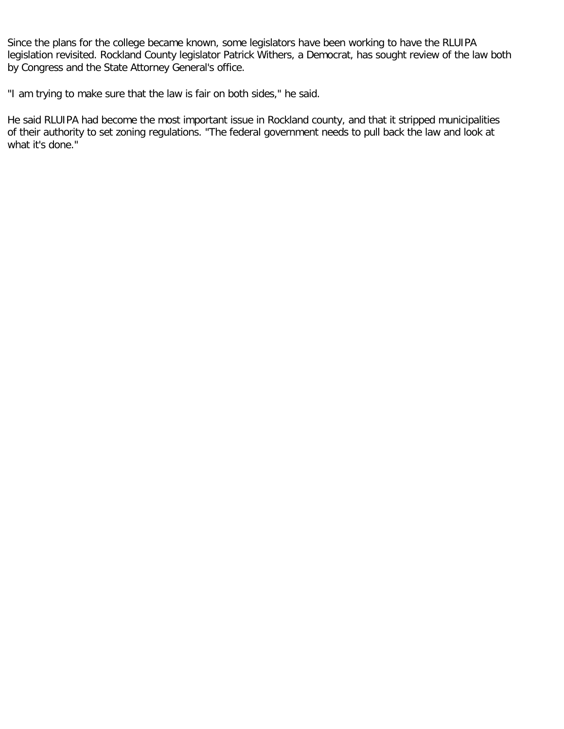Since the plans for the college became known, some legislators have been working to have the RLUIPA legislation revisited. Rockland County legislator Patrick Withers, a Democrat, has sought review of the law both by Congress and the State Attorney General's office.

"I am trying to make sure that the law is fair on both sides," he said.

He said RLUIPA had become the most important issue in Rockland county, and that it stripped municipalities of their authority to set zoning regulations. "The federal government needs to pull back the law and look at what it's done."